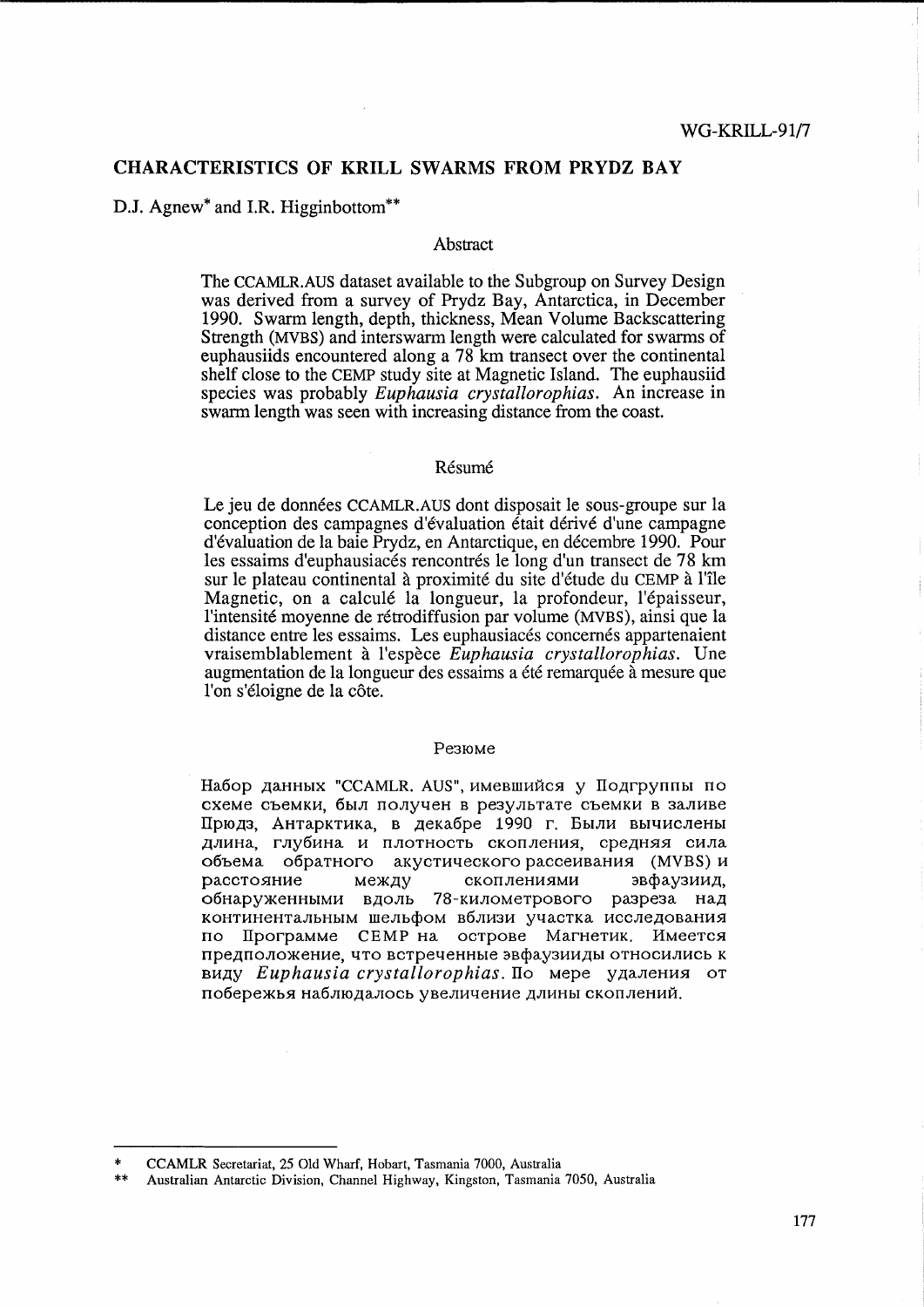WG-KRILL-91/7

# CHARACTERISTICS OF KRILL SWARMS FROM PRYDZ BAY

D.J. Agnew* and I.R. Higginbottom**

## Abstract

The CCAMLR.AUS dataset available to the Subgroup on Survey Design was derived from a survey of Prydz Bay, Antarctica, in December 1990. Swarm length, depth, thickness, Mean Volume Backscattering Strength (MVBS) and interswarm length were calculated for swarms of euphausiids encountered along a 78 km transect over the continental shelf close to the CEMP study site at Magnetic Island. The euphausiid species was probably *Euphausia crystallorophias*. An increase in swarm length was seen with increasing distance from the coast.

## Résumé

Le jeu de données CCAMLR.AUS dont disposait le sous-groupe sur la conception des campagnes d'évaluation était dérivé d'une campagne d'évaluation de la baie Prydz, en Antarctique, en décembre 1990. Pour les essaims d'euphausiacés rencontrés le long d'un transect de 78 km sur le plateau continental à proximité du site d'étude du CEMP à l'île Magnetic, on a calculé la longueur, la profondeur, l'épaisseur, l'intensité moyenne de rétrodiffusion par volume (MVBS), ainsi que la distance entre les essaims. Les euphausiacés concernés appartenaient vraisemblablement à l'espèce *Euphausia crystallorophias*. Une augmentation de la longueur des essaims a été remarquée à mesure que l'on s'éloigne de la côte.

## Резюме

Набор данных "CCAMLR. AUS", имевшийся у Подгруппы по схеме съемки, был получен в результате съемки в заливе Прюдз, Антарктика, в декабре 1990 г. Были вычислены длина, глубина и плотность скопления, средняя сила объема обратного акустического рассеивания (MVBS) и расстояние между скоплениями эвфаузиид, обнаруженными вдоль 78-километрового разреза над континентальным шельфом вблизи участка исследования по Программе CEMP на острове Магнетик. Имеется предположение, что встреченные эвфаузииды относились к виду *Euphausia crystallorophias*. По мере удаления от побережья наблюдалось увеличение длины скоплений.

---

\* CCAMLR Secretariat, 25 Old Wharf, Hobart, Tasmania 7000, Australia

\*\* Australian Antarctic Division, Channel Highway, Kingston, Tasmania 7050, Australia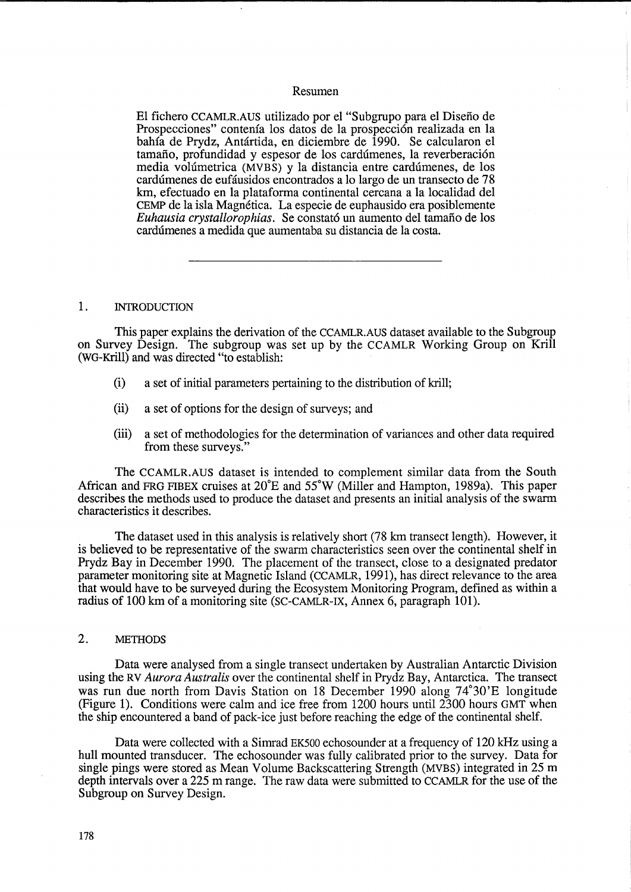Resumen

El fichero CCAMLR.AUS utilizado por el "Subgrupo para el Diseño de Prospecciones" contenía los datos de la prospección realizada en la bahía de Prydz, Antártida, en diciembre de 1990. Se calcularon el tamaño, profundidad y espesor de los cardúmenes, la reverberación media volúmetrica (MVBS) y la distancia entre cardúmenes, de los cardúmenes de eufáusidos encontrados a lo largo de un transecto de 78 km, efectuado en la plataforma continental cercana a la localidad del CEMP de la isla Magnética. La especie de euphausido era posiblemente *Euhausia crystallorophias*. Se constató un aumento del tamaño de los cardúmenes a medida que aumentaba su distancia de la costa.

---

## 1. INTRODUCTION

This paper explains the derivation of the CCAMLR.AUS dataset available to the Subgroup on Survey Design. The subgroup was set up by the CCAMLR Working Group on Krill (WG-Krill) and was directed "to establish:

(i) a set of initial parameters pertaining to the distribution of krill;

(ii) a set of options for the design of surveys; and

(iii) a set of methodologies for the determination of variances and other data required from these surveys."

The CCAMLR.AUS dataset is intended to complement similar data from the South African and FRG FIBEX cruises at 20°E and 55°W (Miller and Hampton, 1989a). This paper describes the methods used to produce the dataset and presents an initial analysis of the swarm characteristics it describes.

The dataset used in this analysis is relatively short (78 km transect length). However, it is believed to be representative of the swarm characteristics seen over the continental shelf in Prydz Bay in December 1990. The placement of the transect, close to a designated predator parameter monitoring site at Magnetic Island (CCAMLR, 1991), has direct relevance to the area that would have to be surveyed during the Ecosystem Monitoring Program, defined as within a radius of 100 km of a monitoring site (SC-CAMLR-IX, Annex 6, paragraph 101).

## 2. METHODS

Data were analysed from a single transect undertaken by Australian Antarctic Division using the RV *Aurora Australis* over the continental shelf in Prydz Bay, Antarctica. The transect was run due north from Davis Station on 18 December 1990 along 74°30'E longitude (Figure 1). Conditions were calm and ice free from 1200 hours until 2300 hours GMT when the ship encountered a band of pack-ice just before reaching the edge of the continental shelf.

Data were collected with a Simrad EK500 echosounder at a frequency of 120 kHz using a hull mounted transducer. The echosounder was fully calibrated prior to the survey. Data for single pings were stored as Mean Volume Backscattering Strength (MVBS) integrated in 25 m depth intervals over a 225 m range. The raw data were submitted to CCAMLR for the use of the Subgroup on Survey Design.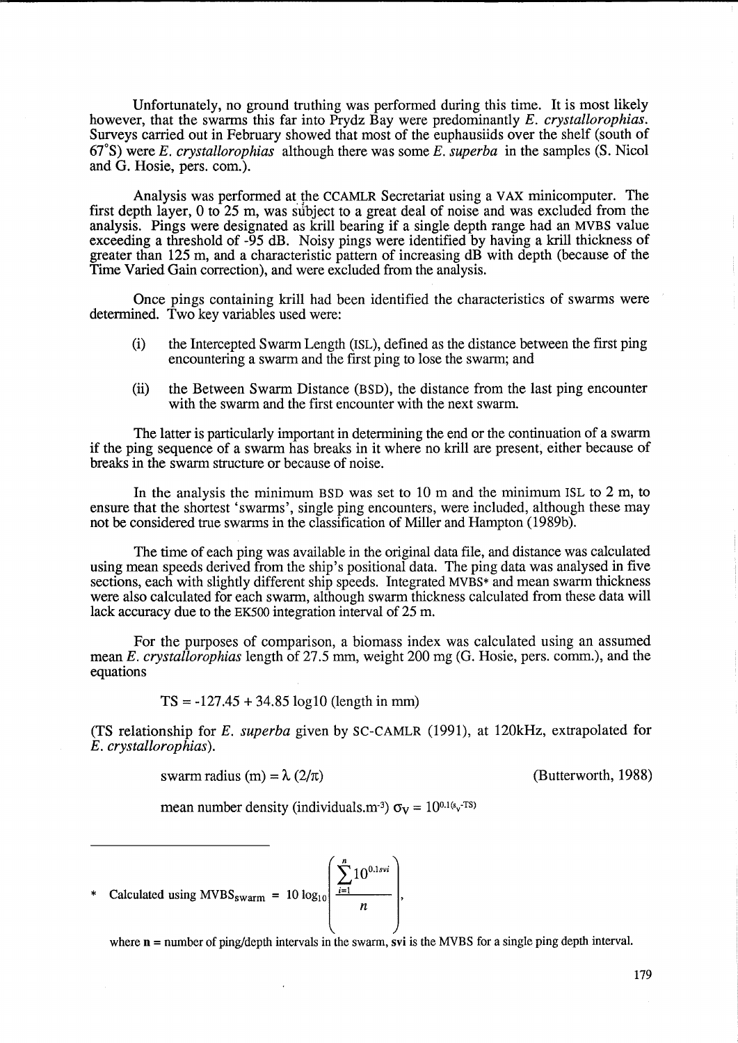Unfortunately, no ground truthing was performed during this time. It is most likely however, that the swarms this far into Prydz Bay were predominantly *E. crystallorophias*. Surveys carried out in February showed that most of the euphausiids over the shelf (south of 67°S) were *E. crystallorophias* although there was some *E. superba* in the samples (S. Nicol and G. Hosie, pers. com.).

Analysis was performed at the CCAMLR Secretariat using a VAX minicomputer. The first depth layer, 0 to 25 m, was subject to a great deal of noise and was excluded from the analysis. Pings were designated as krill bearing if a single depth range had an MVBS value exceeding a threshold of -95 dB. Noisy pings were identified by having a krill thickness of greater than 125 m, and a characteristic pattern of increasing dB with depth (because of the Time Varied Gain correction), and were excluded from the analysis.

Once pings containing krill had been identified the characteristics of swarms were determined. Two key variables used were:

(i) the Intercepted Swarm Length (ISL), defined as the distance between the first ping encountering a swarm and the first ping to lose the swarm; and

(ii) the Between Swarm Distance (BSD), the distance from the last ping encounter with the swarm and the first encounter with the next swarm.

The latter is particularly important in determining the end or the continuation of a swarm if the ping sequence of a swarm has breaks in it where no krill are present, either because of breaks in the swarm structure or because of noise.

In the analysis the minimum BSD was set to 10 m and the minimum ISL to 2 m, to ensure that the shortest 'swarms', single ping encounters, were included, although these may not be considered true swarms in the classification of Miller and Hampton (1989b).

The time of each ping was available in the original data file, and distance was calculated using mean speeds derived from the ship's positional data. The ping data was analysed in five sections, each with slightly different ship speeds. Integrated MVBS* and mean swarm thickness were also calculated for each swarm, although swarm thickness calculated from these data will lack accuracy due to the EK500 integration interval of 25 m.

For the purposes of comparison, a biomass index was calculated using an assumed mean *E. crystallorophias* length of 27.5 mm, weight 200 mg (G. Hosie, pers. comm.), and the equations

$$\text{TS} = -127.45 + 34.85 \log10 \text{ (length in mm)}$$

(TS relationship for *E. superba* given by SC-CAMLR (1991), at 120kHz, extrapolated for *E. crystallorophias*).

$$\text{swarm radius (m)} = \lambda \, (2/\pi) \qquad \text{(Butterworth, 1988)}$$

$$\text{mean number density (individuals.m}^{-3}\text{)} \; \sigma_V = 10^{0.1(s_v - \text{TS})}$$

---

\* Calculated using $\text{MVBS}_{\text{swarm}} = 10 \log_{10}\left(\dfrac{\sum_{i=1}^{n} 10^{0.1 svi}}{n}\right)$,

where **n** = number of ping/depth intervals in the swarm, **svi** is the MVBS for a single ping depth interval.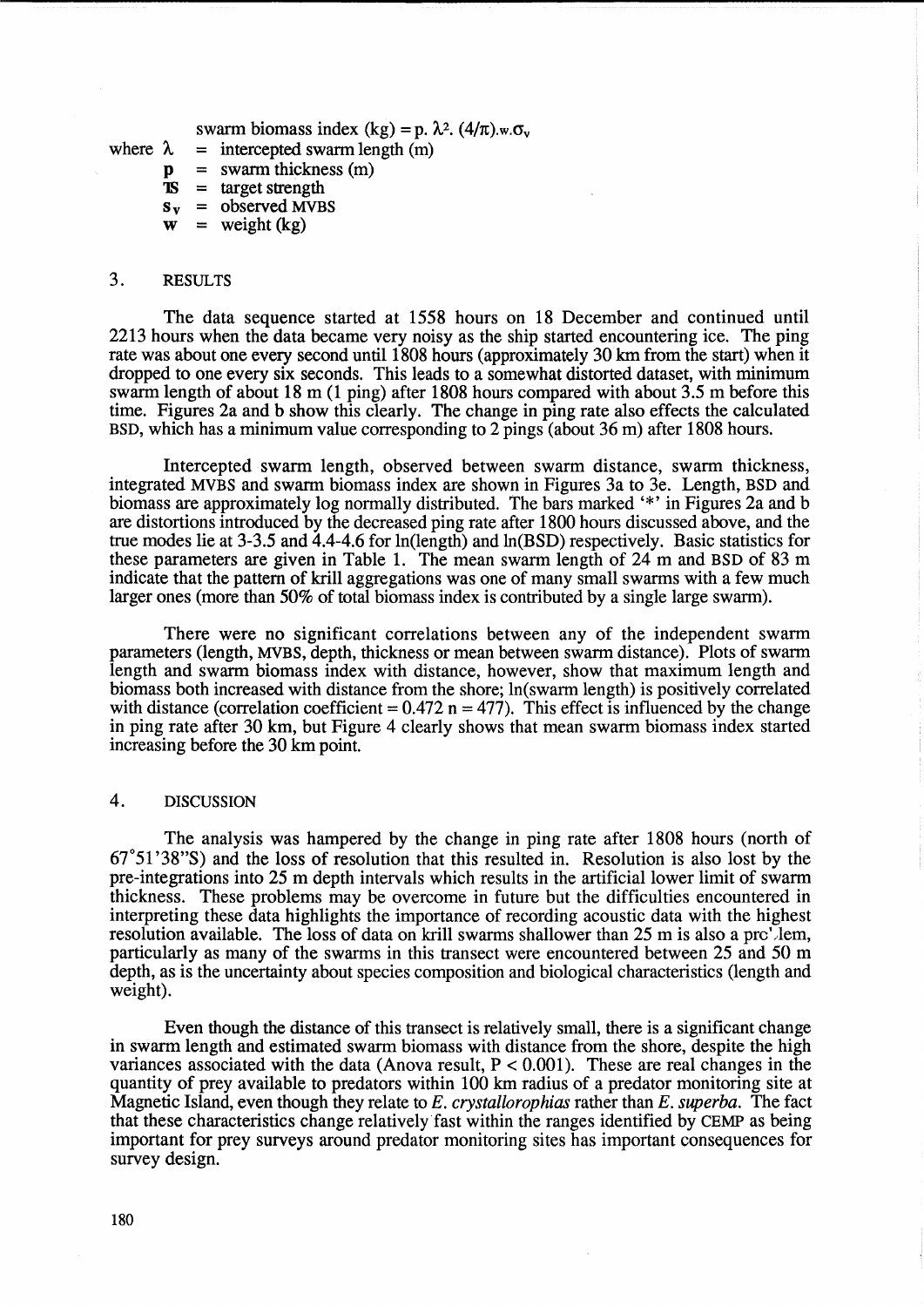$$\text{swarm biomass index (kg)} = p.\ \lambda^2.\ (4/\pi).w.\sigma_v$$

where
- $\lambda$ = intercepted swarm length (m)
- $p$ = swarm thickness (m)
- TS = target strength
- $s_v$ = observed MVBS
- $w$ = weight (kg)

## 3. RESULTS

The data sequence started at 1558 hours on 18 December and continued until 2213 hours when the data became very noisy as the ship started encountering ice. The ping rate was about one every second until 1808 hours (approximately 30 km from the start) when it dropped to one every six seconds. This leads to a somewhat distorted dataset, with minimum swarm length of about 18 m (1 ping) after 1808 hours compared with about 3.5 m before this time. Figures 2a and b show this clearly. The change in ping rate also effects the calculated BSD, which has a minimum value corresponding to 2 pings (about 36 m) after 1808 hours.

Intercepted swarm length, observed between swarm distance, swarm thickness, integrated MVBS and swarm biomass index are shown in Figures 3a to 3e. Length, BSD and biomass are approximately log normally distributed. The bars marked '*' in Figures 2a and b are distortions introduced by the decreased ping rate after 1800 hours discussed above, and the true modes lie at 3-3.5 and 4.4-4.6 for ln(length) and ln(BSD) respectively. Basic statistics for these parameters are given in Table 1. The mean swarm length of 24 m and BSD of 83 m indicate that the pattern of krill aggregations was one of many small swarms with a few much larger ones (more than 50% of total biomass index is contributed by a single large swarm).

There were no significant correlations between any of the independent swarm parameters (length, MVBS, depth, thickness or mean between swarm distance). Plots of swarm length and swarm biomass index with distance, however, show that maximum length and biomass both increased with distance from the shore; ln(swarm length) is positively correlated with distance (correlation coefficient = 0.472 n = 477). This effect is influenced by the change in ping rate after 30 km, but Figure 4 clearly shows that mean swarm biomass index started increasing before the 30 km point.

## 4. DISCUSSION

The analysis was hampered by the change in ping rate after 1808 hours (north of 67°51'38"S) and the loss of resolution that this resulted in. Resolution is also lost by the pre-integrations into 25 m depth intervals which results in the artificial lower limit of swarm thickness. These problems may be overcome in future but the difficulties encountered in interpreting these data highlights the importance of recording acoustic data with the highest resolution available. The loss of data on krill swarms shallower than 25 m is also a problem, particularly as many of the swarms in this transect were encountered between 25 and 50 m depth, as is the uncertainty about species composition and biological characteristics (length and weight).

Even though the distance of this transect is relatively small, there is a significant change in swarm length and estimated swarm biomass with distance from the shore, despite the high variances associated with the data (Anova result, $P < 0.001$). These are real changes in the quantity of prey available to predators within 100 km radius of a predator monitoring site at Magnetic Island, even though they relate to *E. crystallorophias* rather than *E. superba*. The fact that these characteristics change relatively fast within the ranges identified by CEMP as being important for prey surveys around predator monitoring sites has important consequences for survey design.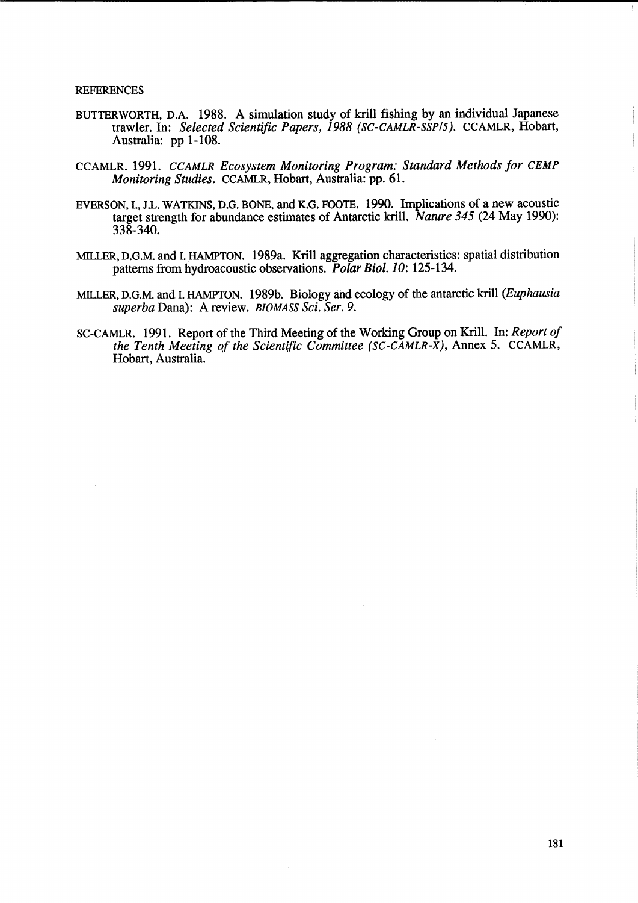## REFERENCES

BUTTERWORTH, D.A. 1988. A simulation study of krill fishing by an individual Japanese trawler. In: *Selected Scientific Papers, 1988 (SC-CAMLR-SSP/5).* CCAMLR, Hobart, Australia: pp 1-108.

CCAMLR. 1991. *CCAMLR Ecosystem Monitoring Program: Standard Methods for CEMP Monitoring Studies.* CCAMLR, Hobart, Australia: pp. 61.

EVERSON, I., J.L. WATKINS, D.G. BONE, and K.G. FOOTE. 1990. Implications of a new acoustic target strength for abundance estimates of Antarctic krill. *Nature 345* (24 May 1990): 338-340.

MILLER, D.G.M. and I. HAMPTON. 1989a. Krill aggregation characteristics: spatial distribution patterns from hydroacoustic observations. *Polar Biol. 10*: 125-134.

MILLER, D.G.M. and I. HAMPTON. 1989b. Biology and ecology of the antarctic krill (*Euphausia superba* Dana): A review. *BIOMASS Sci. Ser. 9*.

SC-CAMLR. 1991. Report of the Third Meeting of the Working Group on Krill. In: *Report of the Tenth Meeting of the Scientific Committee (SC-CAMLR-X)*, Annex 5. CCAMLR, Hobart, Australia.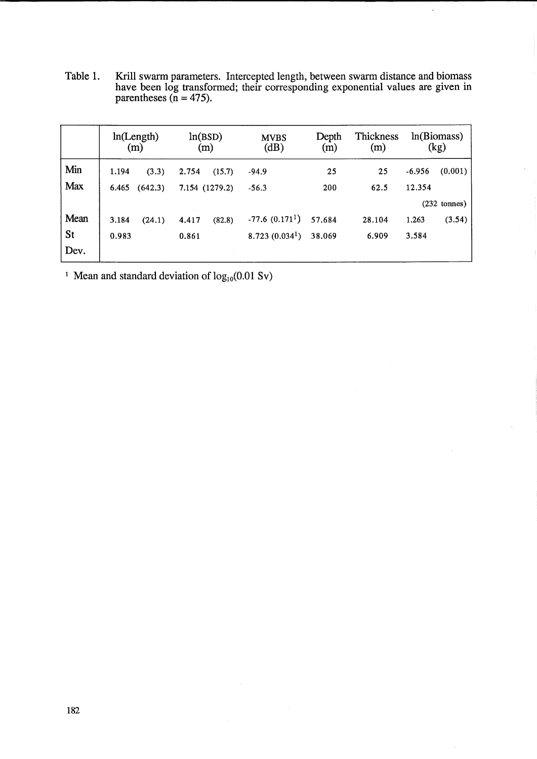Table 1. Krill swarm parameters. Intercepted length, between swarm distance and biomass have been log transformed; their corresponding exponential values are given in parentheses (n = 475).

| | ln(Length) (m) | ln(BSD) (m) | MVBS (dB) | Depth (m) | Thickness (m) | ln(Biomass) (kg) |
|---|---|---|---|---|---|---|
| Min | 1.194 (3.3) | 2.754 (15.7) | -94.9 | 25 | 25 | -6.956 (0.001) |
| Max | 6.465 (642.3) | 7.154 (1279.2) | -56.3 | 200 | 62.5 | 12.354 (232 tonnes) |
| Mean | 3.184 (24.1) | 4.417 (82.8) | -77.6 (0.171[1]) | 57.684 | 28.104 | 1.263 (3.54) |
| St Dev. | 0.983 | 0.861 | 8.723 (0.034[1]) | 38.069 | 6.909 | 3.584 |

[1] Mean and standard deviation of $\log_{10}(0.01\ Sv)$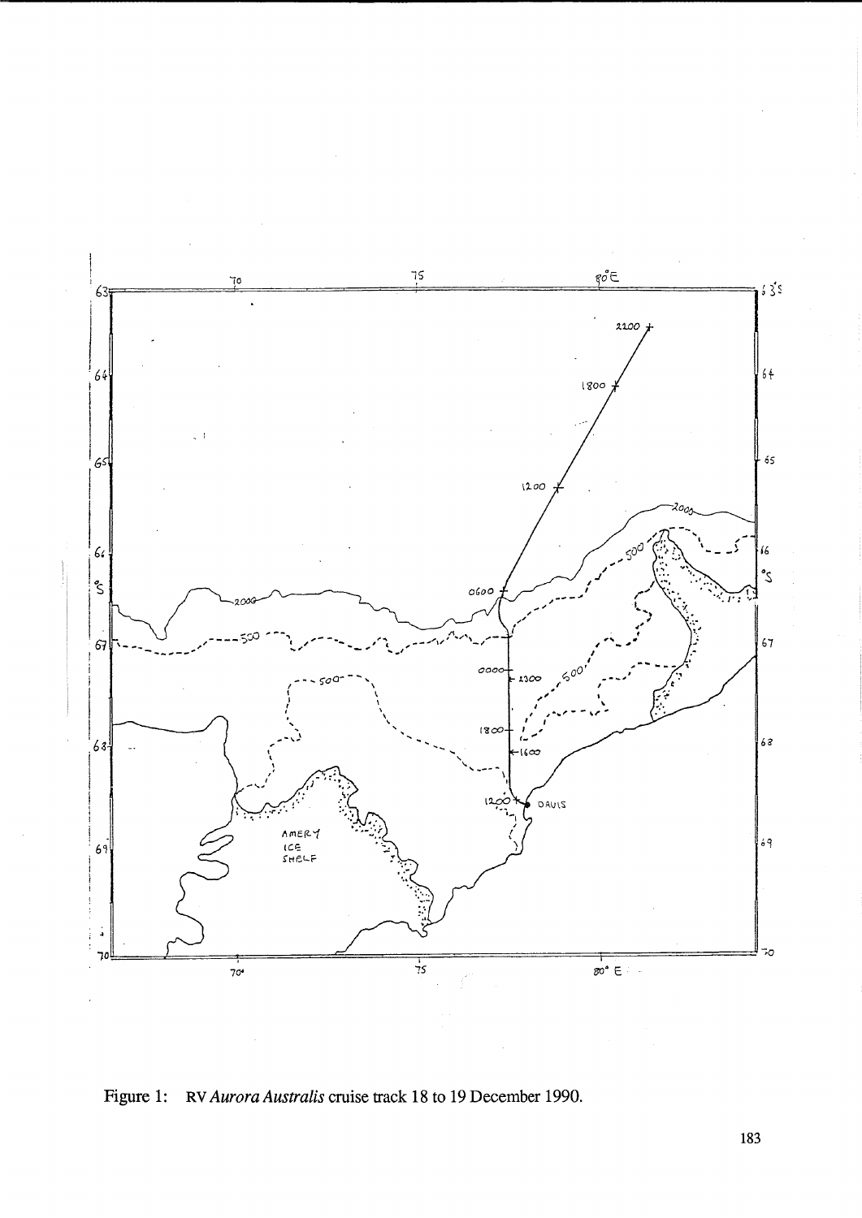Figure 1: RV *Aurora Australis* cruise track 18 to 19 December 1990.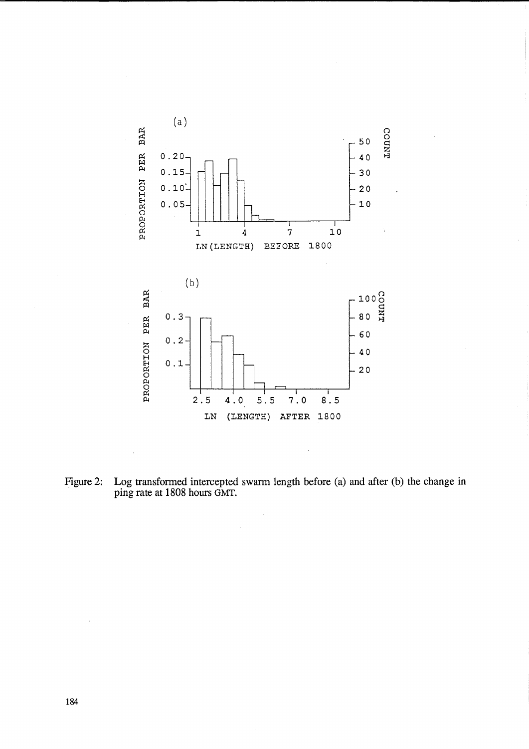Figure 2: Log transformed intercepted swarm length before (a) and after (b) the change in ping rate at 1808 hours GMT.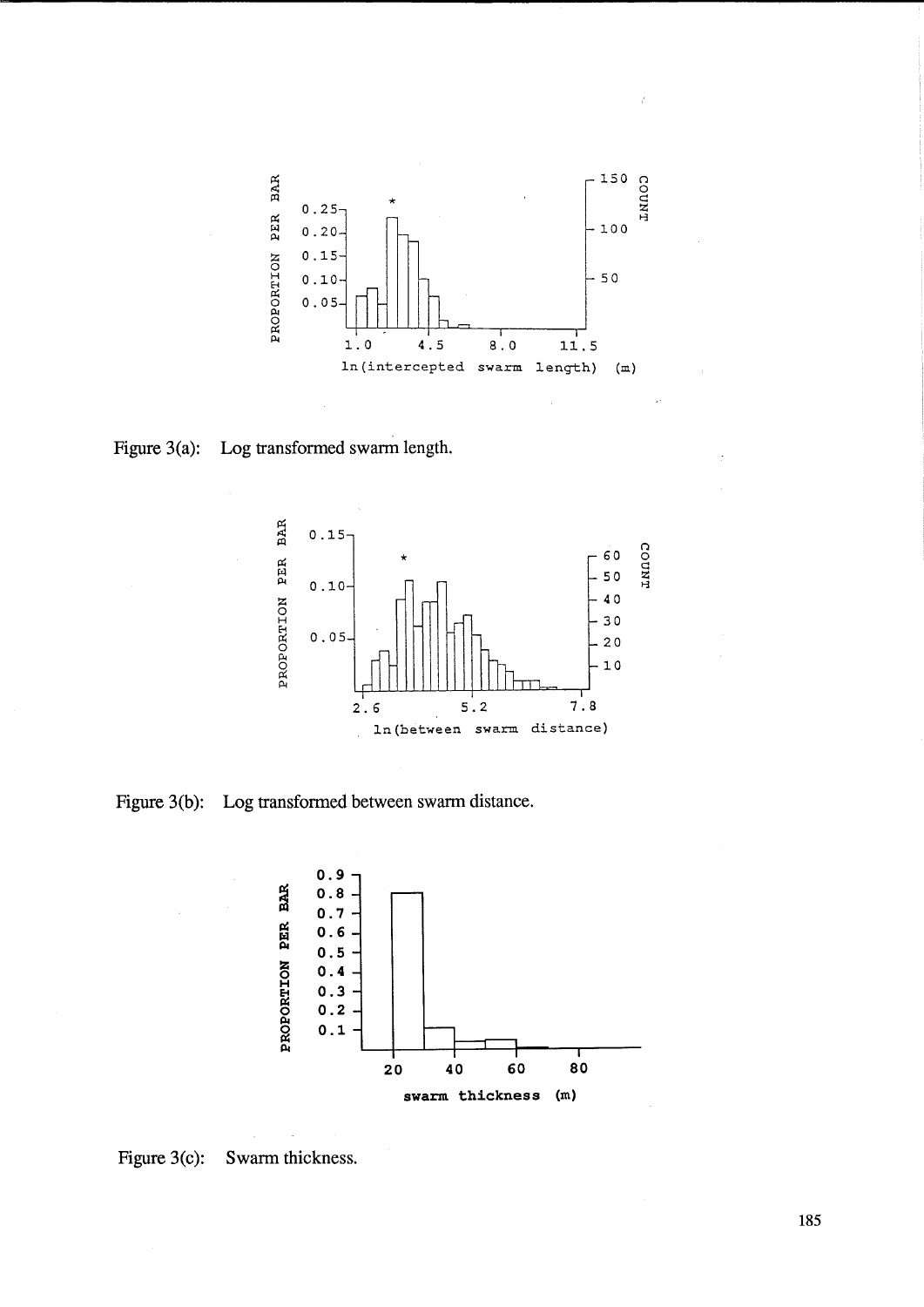Figure 3(a): Log transformed swarm length.

Figure 3(b): Log transformed between swarm distance.

Figure 3(c): Swarm thickness.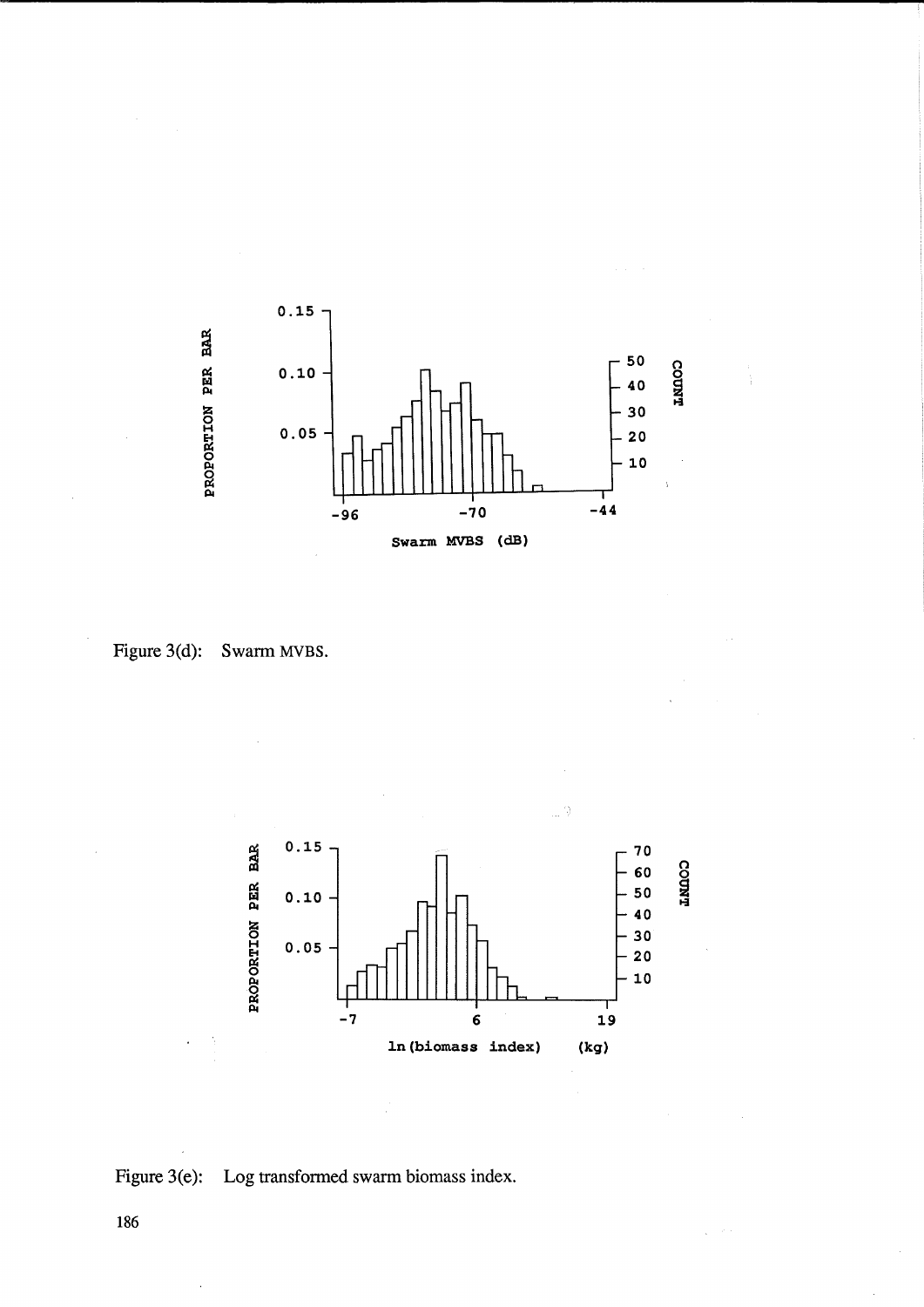Figure 3(d): Swarm MVBS.

Figure 3(e): Log transformed swarm biomass index.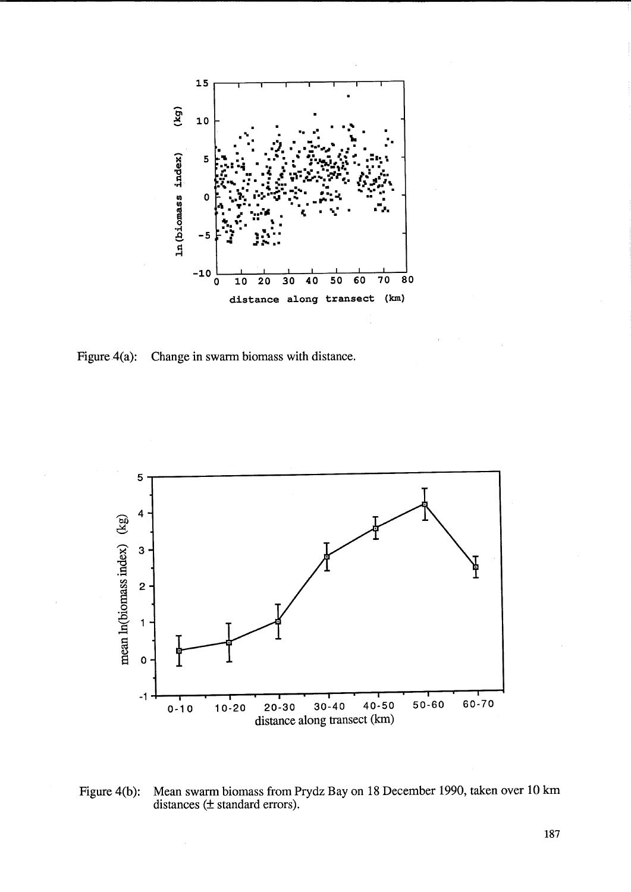Figure 4(a): Change in swarm biomass with distance.

Figure 4(b): Mean swarm biomass from Prydz Bay on 18 December 1990, taken over 10 km distances (± standard errors).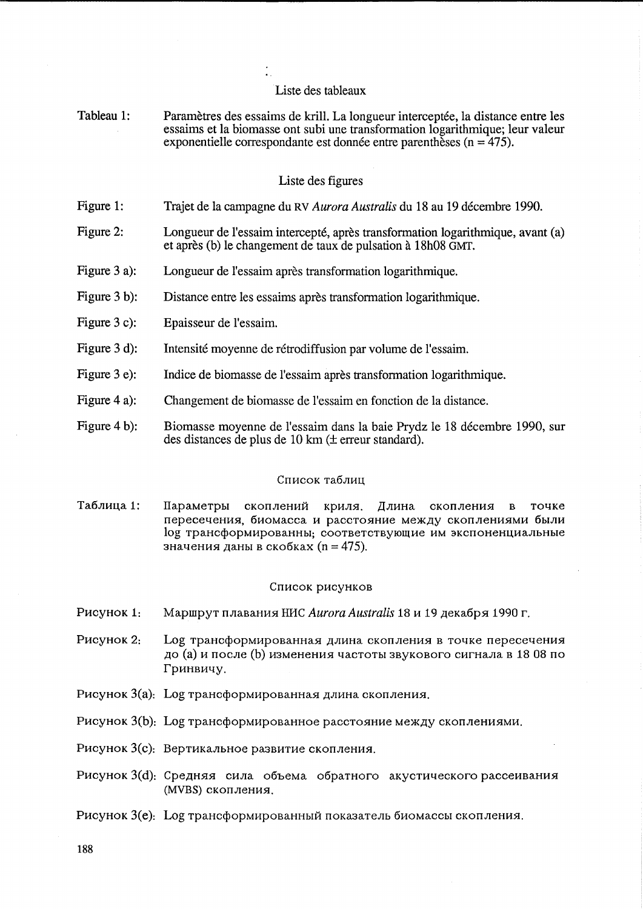## Liste des tableaux

Tableau 1: Paramètres des essaims de krill. La longueur interceptée, la distance entre les essaims et la biomasse ont subi une transformation logarithmique; leur valeur exponentielle correspondante est donnée entre parenthèses (n = 475).

## Liste des figures

Figure 1: Trajet de la campagne du RV *Aurora Australis* du 18 au 19 décembre 1990.

Figure 2: Longueur de l'essaim intercepté, après transformation logarithmique, avant (a) et après (b) le changement de taux de pulsation à 18h08 GMT.

Figure 3 a): Longueur de l'essaim après transformation logarithmique.

Figure 3 b): Distance entre les essaims après transformation logarithmique.

Figure 3 c): Epaisseur de l'essaim.

Figure 3 d): Intensité moyenne de rétrodiffusion par volume de l'essaim.

Figure 3 e): Indice de biomasse de l'essaim après transformation logarithmique.

Figure 4 a): Changement de biomasse de l'essaim en fonction de la distance.

Figure 4 b): Biomasse moyenne de l'essaim dans la baie Prydz le 18 décembre 1990, sur des distances de plus de 10 km (± erreur standard).

## Список таблиц

Таблица 1: Параметры скоплений криля. Длина скопления в точке пересечения, биомасса и расстояние между скоплениями были log трансформированны; соответствующие им экспоненциальные значения даны в скобках (n = 475).

## Список рисунков

Рисунок 1: Маршрут плавания НИС *Aurora Australis* 18 и 19 декабря 1990 г.

Рисунок 2: Log трансформированная длина скопления в точке пересечения до (a) и после (b) изменения частоты звукового сигнала в 18 08 по Гринвичу.

Рисунок 3(a): Log трансформированная длина скопления.

Рисунок 3(b): Log трансформированное расстояние между скоплениями.

Рисунок 3(c): Вертикальное развитие скопления.

Рисунок 3(d): Средняя сила объема обратного акустического рассеивания (MVBS) скопления.

Рисунок 3(e): Log трансформированный показатель биомассы скопления.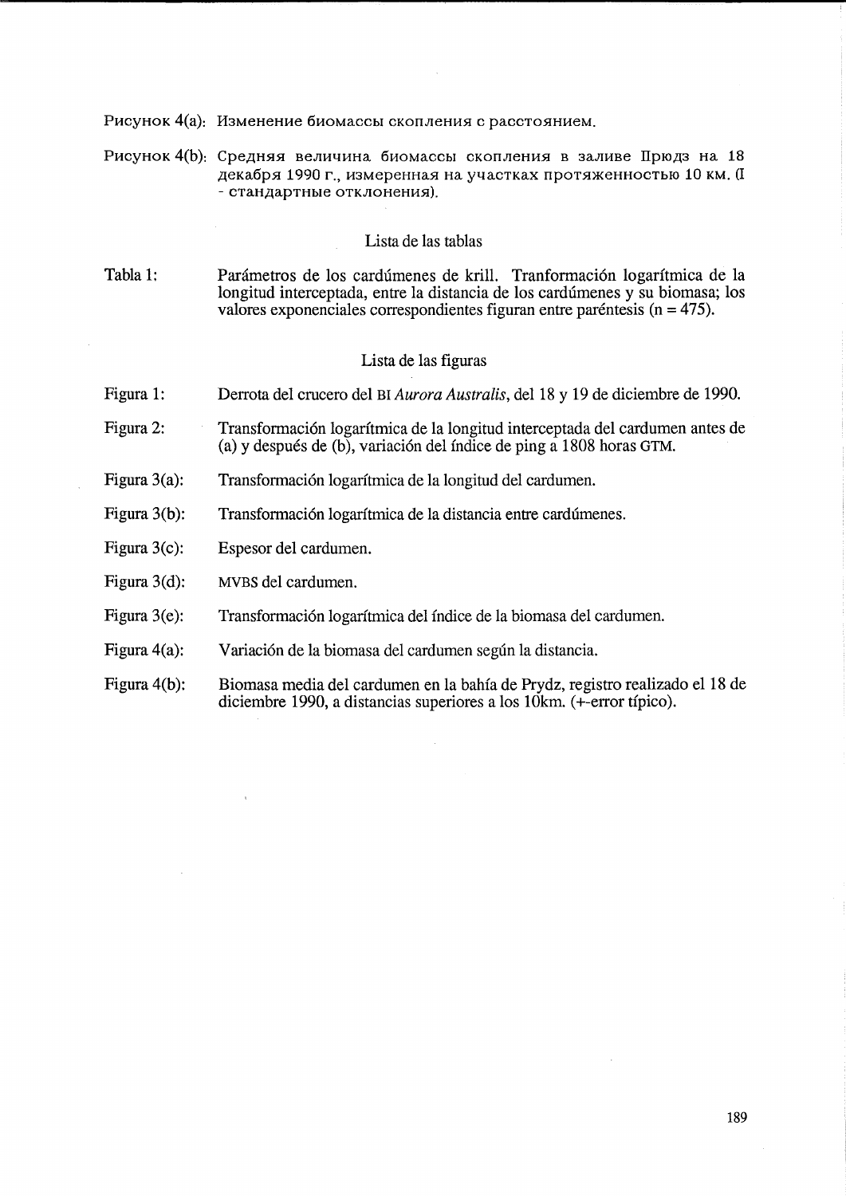Рисунок 4(a): Изменение биомассы скопления с расстоянием.

Рисунок 4(b): Средняя величина биомассы скопления в заливе Прюдз на 18 декабря 1990 г., измеренная на участках протяженностью 10 км. (I - стандартные отклонения).

## Lista de las tablas

Tabla 1: Parámetros de los cardúmenes de krill. Tranformación logarítmica de la longitud interceptada, entre la distancia de los cardúmenes y su biomasa; los valores exponenciales correspondientes figuran entre paréntesis (n = 475).

## Lista de las figuras

Figura 1: Derrota del crucero del BI *Aurora Australis*, del 18 y 19 de diciembre de 1990.

Figura 2: Transformación logarítmica de la longitud interceptada del cardumen antes de (a) y después de (b), variación del índice de ping a 1808 horas GTM.

Figura 3(a): Transformación logarítmica de la longitud del cardumen.

Figura 3(b): Transformación logarítmica de la distancia entre cardúmenes.

Figura 3(c): Espesor del cardumen.

Figura 3(d): MVBS del cardumen.

Figura 3(e): Transformación logarítmica del índice de la biomasa del cardumen.

Figura 4(a): Variación de la biomasa del cardumen según la distancia.

Figura 4(b): Biomasa media del cardumen en la bahía de Prydz, registro realizado el 18 de diciembre 1990, a distancias superiores a los 10km. (+-error típico).